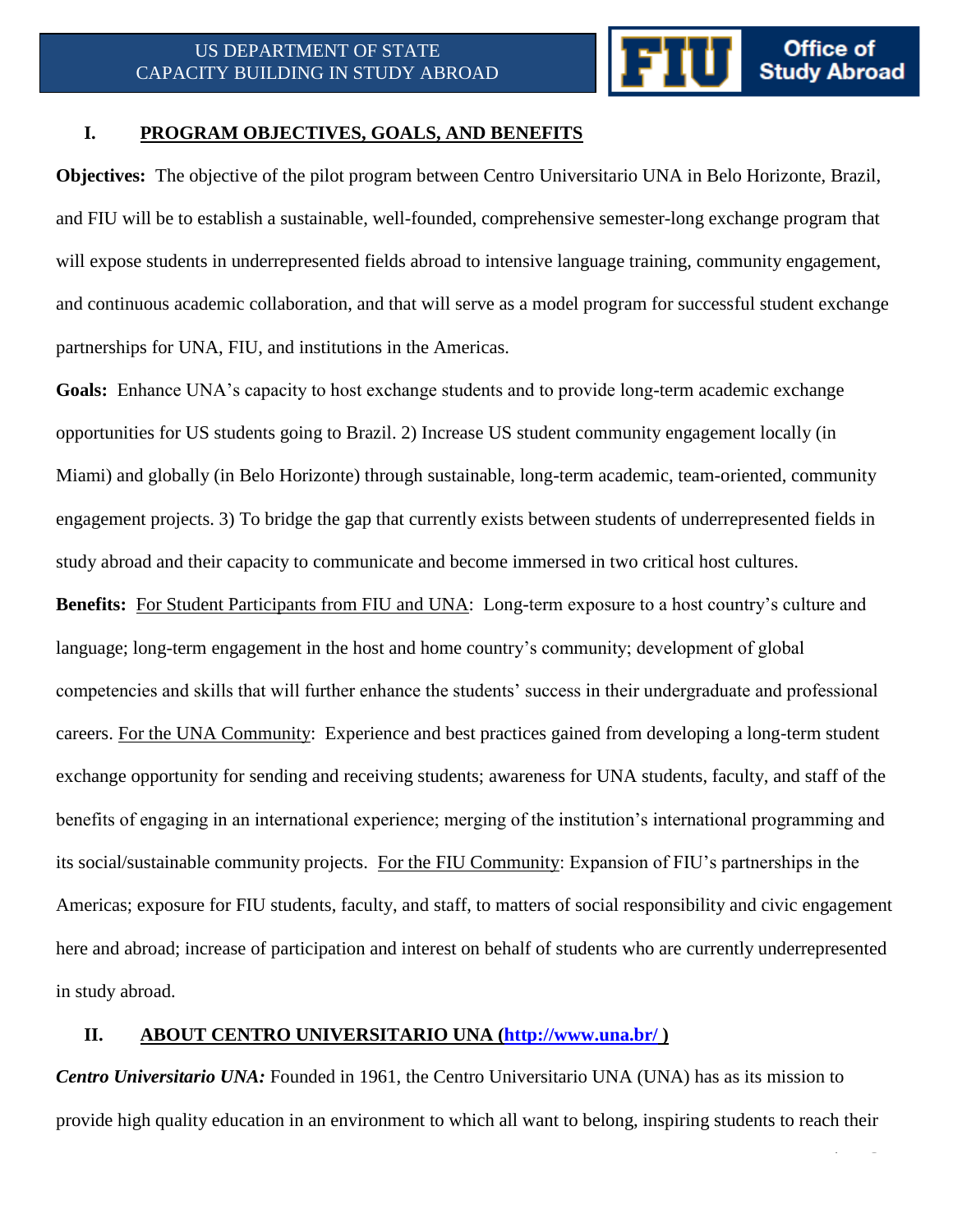US DEPARTMENT OF STATE
CAPACITY BUILDING IN STUDY ABROAD

## I. PROGRAM OBJECTIVES, GOALS, AND BENEFITS

**Objectives:** The objective of the pilot program between Centro Universitario UNA in Belo Horizonte, Brazil, and FIU will be to establish a sustainable, well-founded, comprehensive semester-long exchange program that will expose students in underrepresented fields abroad to intensive language training, community engagement, and continuous academic collaboration, and that will serve as a model program for successful student exchange partnerships for UNA, FIU, and institutions in the Americas.

**Goals:** Enhance UNA's capacity to host exchange students and to provide long-term academic exchange opportunities for US students going to Brazil. 2) Increase US student community engagement locally (in Miami) and globally (in Belo Horizonte) through sustainable, long-term academic, team-oriented, community engagement projects. 3) To bridge the gap that currently exists between students of underrepresented fields in study abroad and their capacity to communicate and become immersed in two critical host cultures.

**Benefits:** For Student Participants from FIU and UNA: Long-term exposure to a host country's culture and language; long-term engagement in the host and home country's community; development of global competencies and skills that will further enhance the students' success in their undergraduate and professional careers. For the UNA Community: Experience and best practices gained from developing a long-term student exchange opportunity for sending and receiving students; awareness for UNA students, faculty, and staff of the benefits of engaging in an international experience; merging of the institution's international programming and its social/sustainable community projects. For the FIU Community: Expansion of FIU's partnerships in the Americas; exposure for FIU students, faculty, and staff, to matters of social responsibility and civic engagement here and abroad; increase of participation and interest on behalf of students who are currently underrepresented in study abroad.

## II. ABOUT CENTRO UNIVERSITARIO UNA (http://www.una.br/ )

***Centro Universitario UNA:*** Founded in 1961, the Centro Universitario UNA (UNA) has as its mission to provide high quality education in an environment to which all want to belong, inspiring students to reach their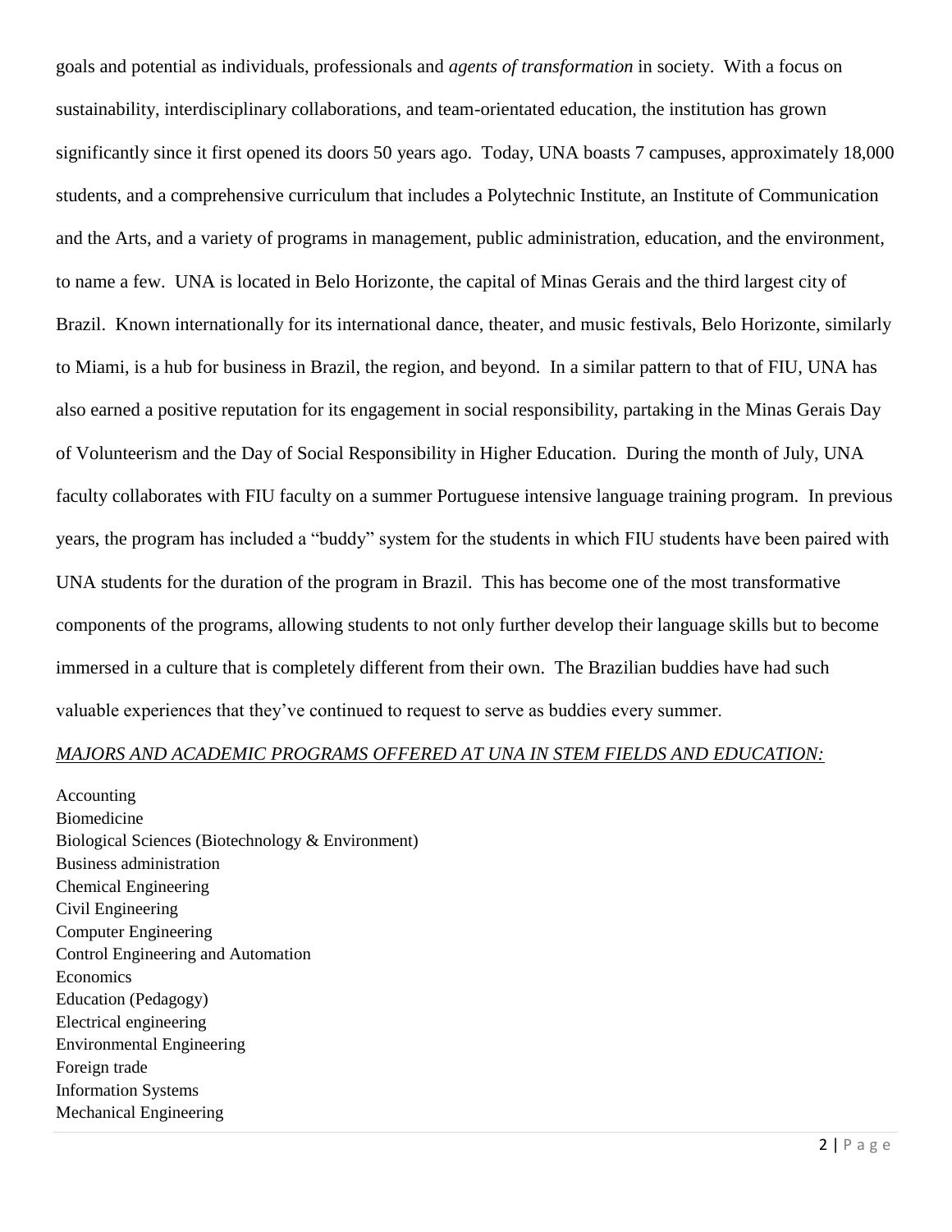goals and potential as individuals, professionals and *agents of transformation* in society. With a focus on sustainability, interdisciplinary collaborations, and team-orientated education, the institution has grown significantly since it first opened its doors 50 years ago. Today, UNA boasts 7 campuses, approximately 18,000 students, and a comprehensive curriculum that includes a Polytechnic Institute, an Institute of Communication and the Arts, and a variety of programs in management, public administration, education, and the environment, to name a few. UNA is located in Belo Horizonte, the capital of Minas Gerais and the third largest city of Brazil. Known internationally for its international dance, theater, and music festivals, Belo Horizonte, similarly to Miami, is a hub for business in Brazil, the region, and beyond. In a similar pattern to that of FIU, UNA has also earned a positive reputation for its engagement in social responsibility, partaking in the Minas Gerais Day of Volunteerism and the Day of Social Responsibility in Higher Education. During the month of July, UNA faculty collaborates with FIU faculty on a summer Portuguese intensive language training program. In previous years, the program has included a "buddy" system for the students in which FIU students have been paired with UNA students for the duration of the program in Brazil. This has become one of the most transformative components of the programs, allowing students to not only further develop their language skills but to become immersed in a culture that is completely different from their own. The Brazilian buddies have had such valuable experiences that they've continued to request to serve as buddies every summer.

*MAJORS AND ACADEMIC PROGRAMS OFFERED AT UNA IN STEM FIELDS AND EDUCATION:*

Accounting
Biomedicine
Biological Sciences (Biotechnology & Environment)
Business administration
Chemical Engineering
Civil Engineering
Computer Engineering
Control Engineering and Automation
Economics
Education (Pedagogy)
Electrical engineering
Environmental Engineering
Foreign trade
Information Systems
Mechanical Engineering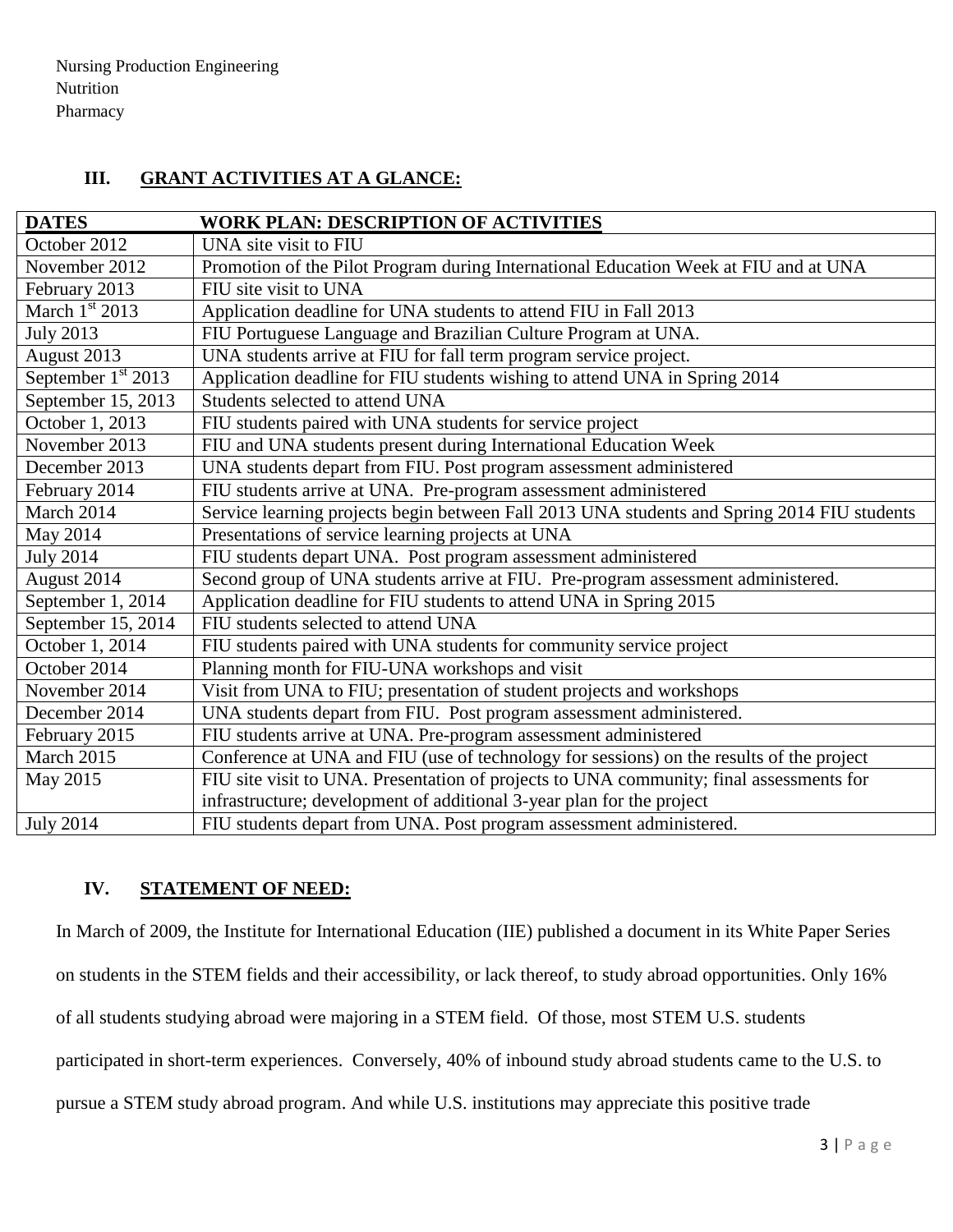Nursing Production Engineering
Nutrition
Pharmacy

### III. GRANT ACTIVITIES AT A GLANCE:

| DATES | WORK PLAN: DESCRIPTION OF ACTIVITIES |
|---|---|
| October 2012 | UNA site visit to FIU |
| November 2012 | Promotion of the Pilot Program during International Education Week at FIU and at UNA |
| February 2013 | FIU site visit to UNA |
| March 1st 2013 | Application deadline for UNA students to attend FIU in Fall 2013 |
| July 2013 | FIU Portuguese Language and Brazilian Culture Program at UNA. |
| August 2013 | UNA students arrive at FIU for fall term program service project. |
| September 1st 2013 | Application deadline for FIU students wishing to attend UNA in Spring 2014 |
| September 15, 2013 | Students selected to attend UNA |
| October 1, 2013 | FIU students paired with UNA students for service project |
| November 2013 | FIU and UNA students present during International Education Week |
| December 2013 | UNA students depart from FIU. Post program assessment administered |
| February 2014 | FIU students arrive at UNA. Pre-program assessment administered |
| March 2014 | Service learning projects begin between Fall 2013 UNA students and Spring 2014 FIU students |
| May 2014 | Presentations of service learning projects at UNA |
| July 2014 | FIU students depart UNA. Post program assessment administered |
| August 2014 | Second group of UNA students arrive at FIU. Pre-program assessment administered. |
| September 1, 2014 | Application deadline for FIU students to attend UNA in Spring 2015 |
| September 15, 2014 | FIU students selected to attend UNA |
| October 1, 2014 | FIU students paired with UNA students for community service project |
| October 2014 | Planning month for FIU-UNA workshops and visit |
| November 2014 | Visit from UNA to FIU; presentation of student projects and workshops |
| December 2014 | UNA students depart from FIU. Post program assessment administered. |
| February 2015 | FIU students arrive at UNA. Pre-program assessment administered |
| March 2015 | Conference at UNA and FIU (use of technology for sessions) on the results of the project |
| May 2015 | FIU site visit to UNA. Presentation of projects to UNA community; final assessments for infrastructure; development of additional 3-year plan for the project |
| July 2014 | FIU students depart from UNA. Post program assessment administered. |

### IV. STATEMENT OF NEED:

In March of 2009, the Institute for International Education (IIE) published a document in its White Paper Series on students in the STEM fields and their accessibility, or lack thereof, to study abroad opportunities. Only 16% of all students studying abroad were majoring in a STEM field. Of those, most STEM U.S. students participated in short-term experiences. Conversely, 40% of inbound study abroad students came to the U.S. to pursue a STEM study abroad program. And while U.S. institutions may appreciate this positive trade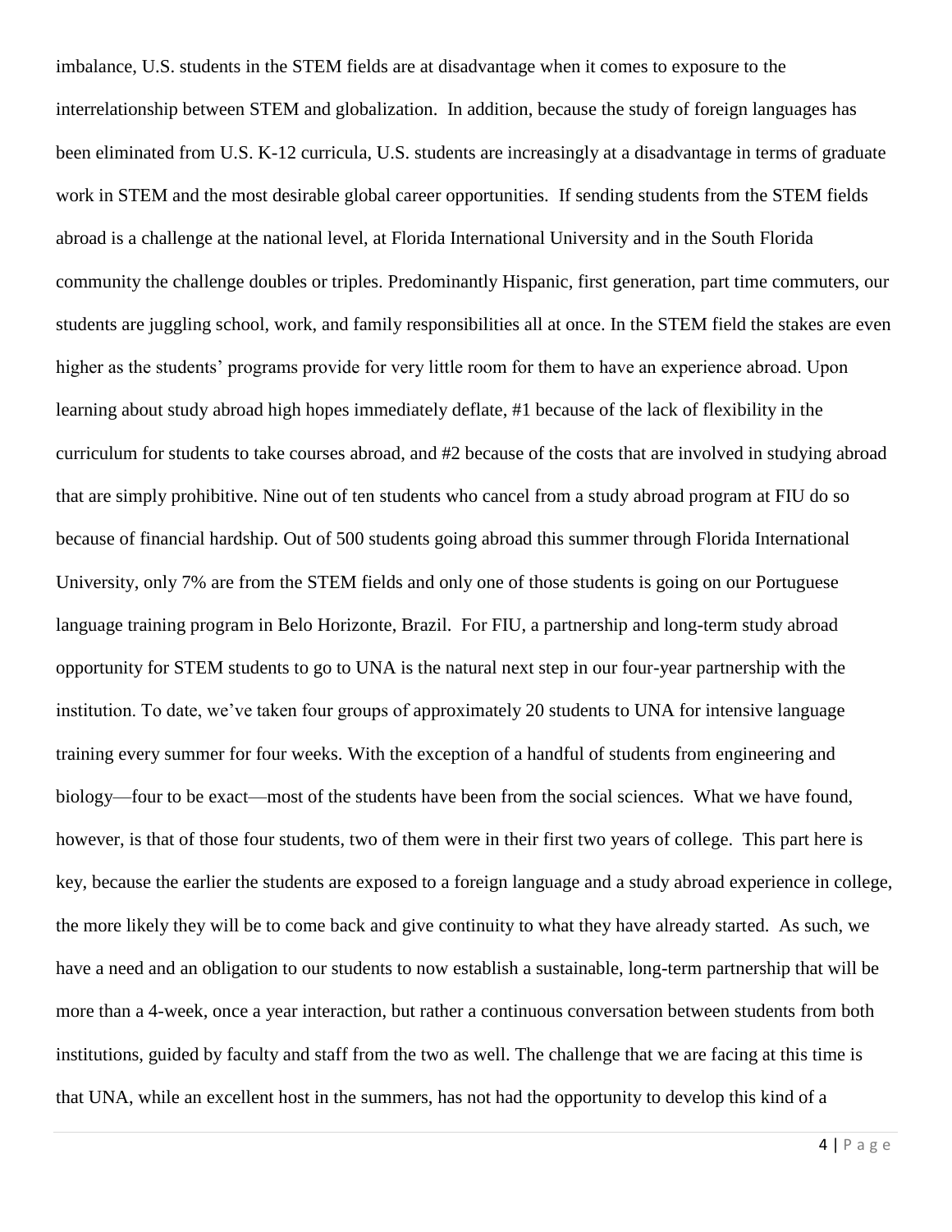imbalance, U.S. students in the STEM fields are at disadvantage when it comes to exposure to the interrelationship between STEM and globalization. In addition, because the study of foreign languages has been eliminated from U.S. K-12 curricula, U.S. students are increasingly at a disadvantage in terms of graduate work in STEM and the most desirable global career opportunities. If sending students from the STEM fields abroad is a challenge at the national level, at Florida International University and in the South Florida community the challenge doubles or triples. Predominantly Hispanic, first generation, part time commuters, our students are juggling school, work, and family responsibilities all at once. In the STEM field the stakes are even higher as the students' programs provide for very little room for them to have an experience abroad. Upon learning about study abroad high hopes immediately deflate, #1 because of the lack of flexibility in the curriculum for students to take courses abroad, and #2 because of the costs that are involved in studying abroad that are simply prohibitive. Nine out of ten students who cancel from a study abroad program at FIU do so because of financial hardship. Out of 500 students going abroad this summer through Florida International University, only 7% are from the STEM fields and only one of those students is going on our Portuguese language training program in Belo Horizonte, Brazil. For FIU, a partnership and long-term study abroad opportunity for STEM students to go to UNA is the natural next step in our four-year partnership with the institution. To date, we've taken four groups of approximately 20 students to UNA for intensive language training every summer for four weeks. With the exception of a handful of students from engineering and biology—four to be exact—most of the students have been from the social sciences. What we have found, however, is that of those four students, two of them were in their first two years of college. This part here is key, because the earlier the students are exposed to a foreign language and a study abroad experience in college, the more likely they will be to come back and give continuity to what they have already started. As such, we have a need and an obligation to our students to now establish a sustainable, long-term partnership that will be more than a 4-week, once a year interaction, but rather a continuous conversation between students from both institutions, guided by faculty and staff from the two as well. The challenge that we are facing at this time is that UNA, while an excellent host in the summers, has not had the opportunity to develop this kind of a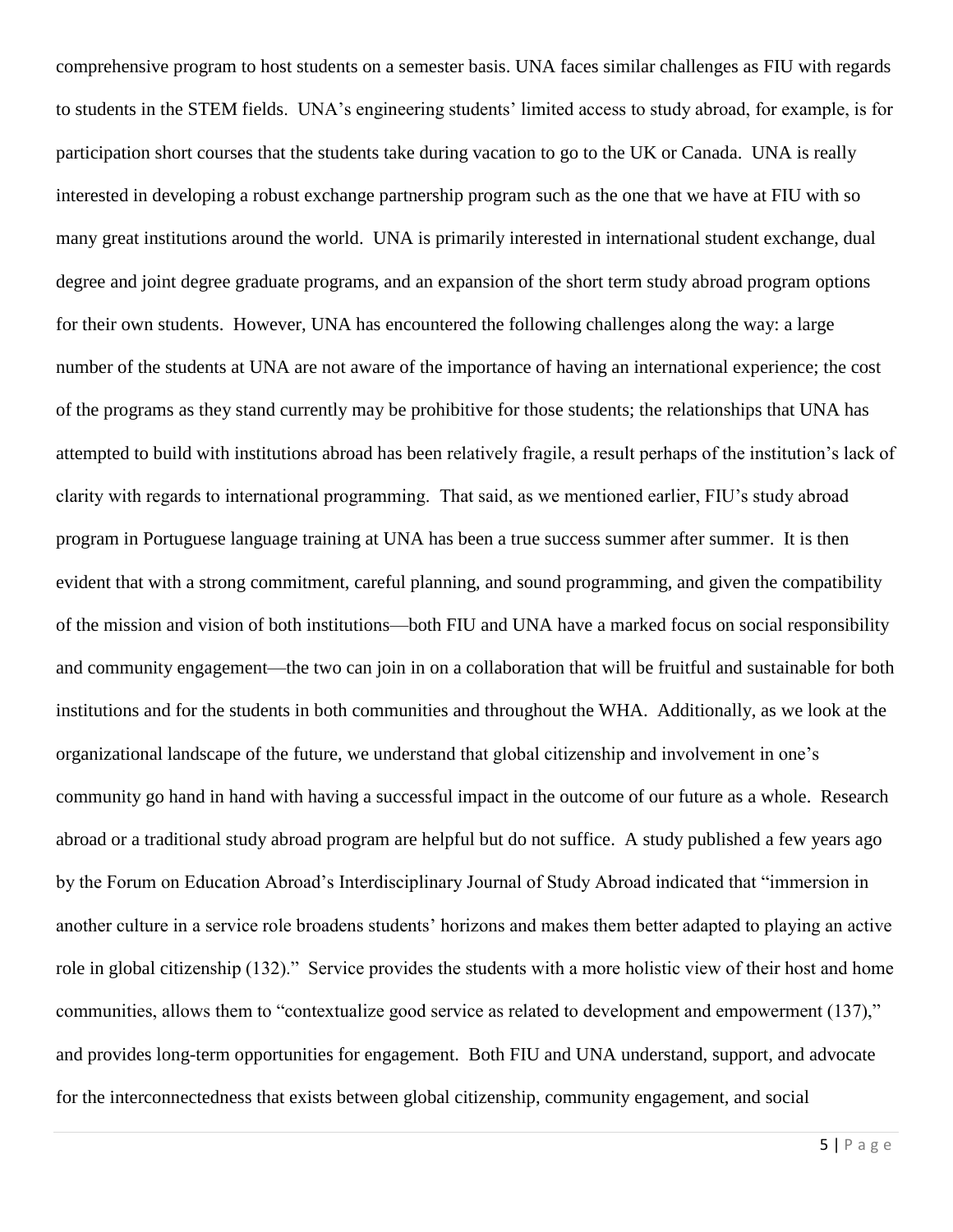comprehensive program to host students on a semester basis. UNA faces similar challenges as FIU with regards to students in the STEM fields. UNA's engineering students' limited access to study abroad, for example, is for participation short courses that the students take during vacation to go to the UK or Canada. UNA is really interested in developing a robust exchange partnership program such as the one that we have at FIU with so many great institutions around the world. UNA is primarily interested in international student exchange, dual degree and joint degree graduate programs, and an expansion of the short term study abroad program options for their own students. However, UNA has encountered the following challenges along the way: a large number of the students at UNA are not aware of the importance of having an international experience; the cost of the programs as they stand currently may be prohibitive for those students; the relationships that UNA has attempted to build with institutions abroad has been relatively fragile, a result perhaps of the institution's lack of clarity with regards to international programming. That said, as we mentioned earlier, FIU's study abroad program in Portuguese language training at UNA has been a true success summer after summer. It is then evident that with a strong commitment, careful planning, and sound programming, and given the compatibility of the mission and vision of both institutions—both FIU and UNA have a marked focus on social responsibility and community engagement—the two can join in on a collaboration that will be fruitful and sustainable for both institutions and for the students in both communities and throughout the WHA. Additionally, as we look at the organizational landscape of the future, we understand that global citizenship and involvement in one's community go hand in hand with having a successful impact in the outcome of our future as a whole. Research abroad or a traditional study abroad program are helpful but do not suffice. A study published a few years ago by the Forum on Education Abroad's Interdisciplinary Journal of Study Abroad indicated that "immersion in another culture in a service role broadens students' horizons and makes them better adapted to playing an active role in global citizenship (132)." Service provides the students with a more holistic view of their host and home communities, allows them to "contextualize good service as related to development and empowerment (137)," and provides long-term opportunities for engagement. Both FIU and UNA understand, support, and advocate for the interconnectedness that exists between global citizenship, community engagement, and social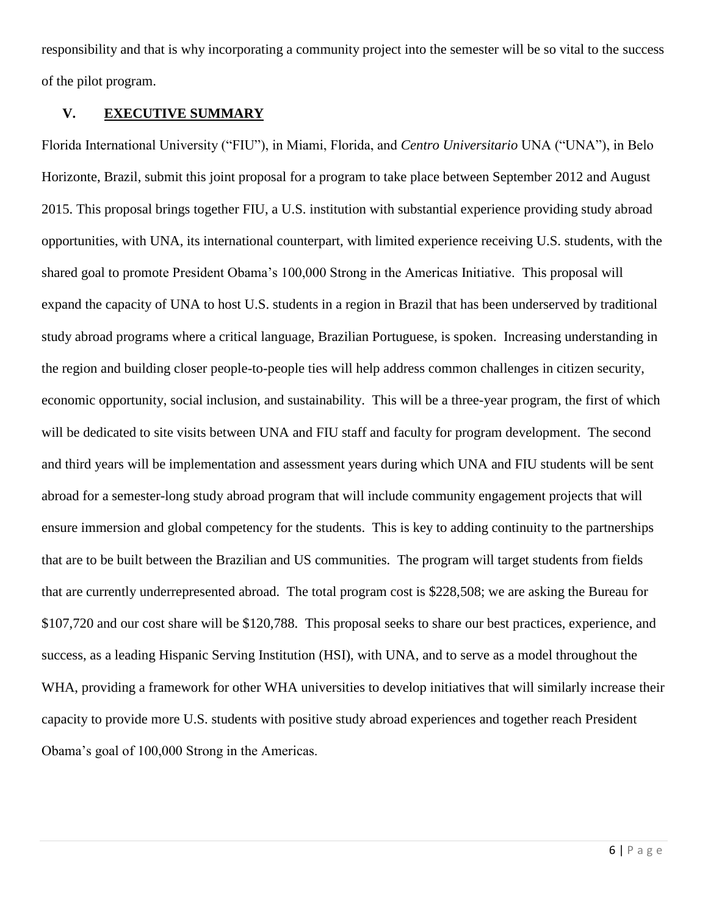responsibility and that is why incorporating a community project into the semester will be so vital to the success of the pilot program.

## V. EXECUTIVE SUMMARY

Florida International University ("FIU"), in Miami, Florida, and *Centro Universitario* UNA ("UNA"), in Belo Horizonte, Brazil, submit this joint proposal for a program to take place between September 2012 and August 2015. This proposal brings together FIU, a U.S. institution with substantial experience providing study abroad opportunities, with UNA, its international counterpart, with limited experience receiving U.S. students, with the shared goal to promote President Obama's 100,000 Strong in the Americas Initiative. This proposal will expand the capacity of UNA to host U.S. students in a region in Brazil that has been underserved by traditional study abroad programs where a critical language, Brazilian Portuguese, is spoken. Increasing understanding in the region and building closer people-to-people ties will help address common challenges in citizen security, economic opportunity, social inclusion, and sustainability. This will be a three-year program, the first of which will be dedicated to site visits between UNA and FIU staff and faculty for program development. The second and third years will be implementation and assessment years during which UNA and FIU students will be sent abroad for a semester-long study abroad program that will include community engagement projects that will ensure immersion and global competency for the students. This is key to adding continuity to the partnerships that are to be built between the Brazilian and US communities. The program will target students from fields that are currently underrepresented abroad. The total program cost is $228,508; we are asking the Bureau for $107,720 and our cost share will be $120,788. This proposal seeks to share our best practices, experience, and success, as a leading Hispanic Serving Institution (HSI), with UNA, and to serve as a model throughout the WHA, providing a framework for other WHA universities to develop initiatives that will similarly increase their capacity to provide more U.S. students with positive study abroad experiences and together reach President Obama's goal of 100,000 Strong in the Americas.